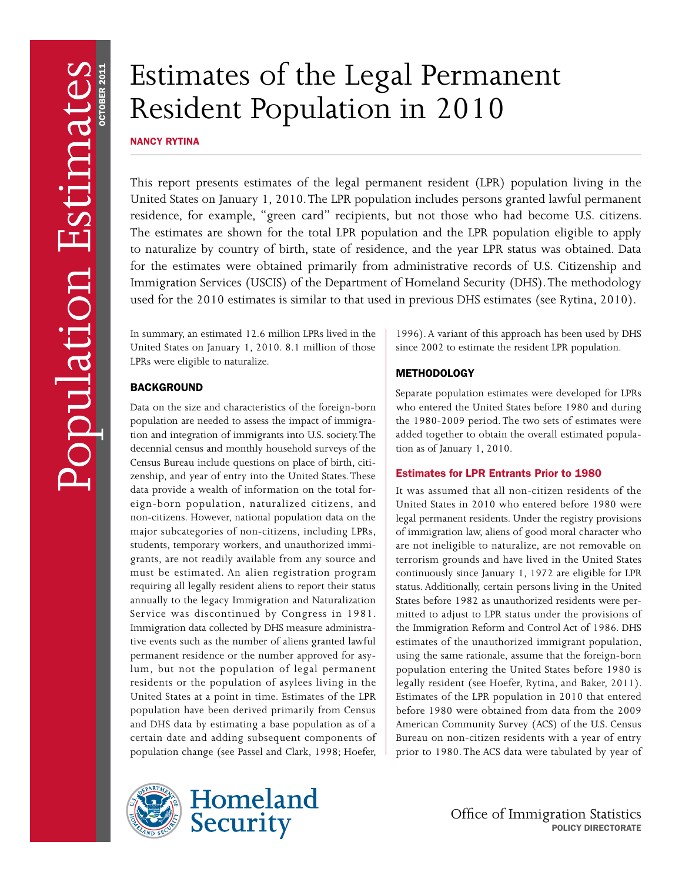# Estimates of the Legal Permanent Resident Population in 2010

**NANCY RYTINA**

This report presents estimates of the legal permanent resident (LPR) population living in the United States on January 1, 2010. The LPR population includes persons granted lawful permanent residence, for example, "green card" recipients, but not those who had become U.S. citizens. The estimates are shown for the total LPR population and the LPR population eligible to apply to naturalize by country of birth, state of residence, and the year LPR status was obtained. Data for the estimates were obtained primarily from administrative records of U.S. Citizenship and Immigration Services (USCIS) of the Department of Homeland Security (DHS). The methodology used for the 2010 estimates is similar to that used in previous DHS estimates (see Rytina, 2010).

In summary, an estimated 12.6 million LPRs lived in the United States on January 1, 2010. 8.1 million of those LPRs were eligible to naturalize.

## BACKGROUND

Data on the size and characteristics of the foreign-born population are needed to assess the impact of immigration and integration of immigrants into U.S. society. The decennial census and monthly household surveys of the Census Bureau include questions on place of birth, citizenship, and year of entry into the United States. These data provide a wealth of information on the total foreign-born population, naturalized citizens, and non-citizens. However, national population data on the major subcategories of non-citizens, including LPRs, students, temporary workers, and unauthorized immigrants, are not readily available from any source and must be estimated. An alien registration program requiring all legally resident aliens to report their status annually to the legacy Immigration and Naturalization Service was discontinued by Congress in 1981. Immigration data collected by DHS measure administrative events such as the number of aliens granted lawful permanent residence or the number approved for asylum, but not the population of legal permanent residents or the population of asylees living in the United States at a point in time. Estimates of the LPR population have been derived primarily from Census and DHS data by estimating a base population as of a certain date and adding subsequent components of population change (see Passel and Clark, 1998; Hoefer, 1996). A variant of this approach has been used by DHS since 2002 to estimate the resident LPR population.

## METHODOLOGY

Separate population estimates were developed for LPRs who entered the United States before 1980 and during the 1980-2009 period. The two sets of estimates were added together to obtain the overall estimated population as of January 1, 2010.

### Estimates for LPR Entrants Prior to 1980

It was assumed that all non-citizen residents of the United States in 2010 who entered before 1980 were legal permanent residents. Under the registry provisions of immigration law, aliens of good moral character who are not ineligible to naturalize, are not removable on terrorism grounds and have lived in the United States continuously since January 1, 1972 are eligible for LPR status. Additionally, certain persons living in the United States before 1982 as unauthorized residents were permitted to adjust to LPR status under the provisions of the Immigration Reform and Control Act of 1986. DHS estimates of the unauthorized immigrant population, using the same rationale, assume that the foreign-born population entering the United States before 1980 is legally resident (see Hoefer, Rytina, and Baker, 2011). Estimates of the LPR population in 2010 that entered before 1980 were obtained from data from the 2009 American Community Survey (ACS) of the U.S. Census Bureau on non-citizen residents with a year of entry prior to 1980. The ACS data were tabulated by year of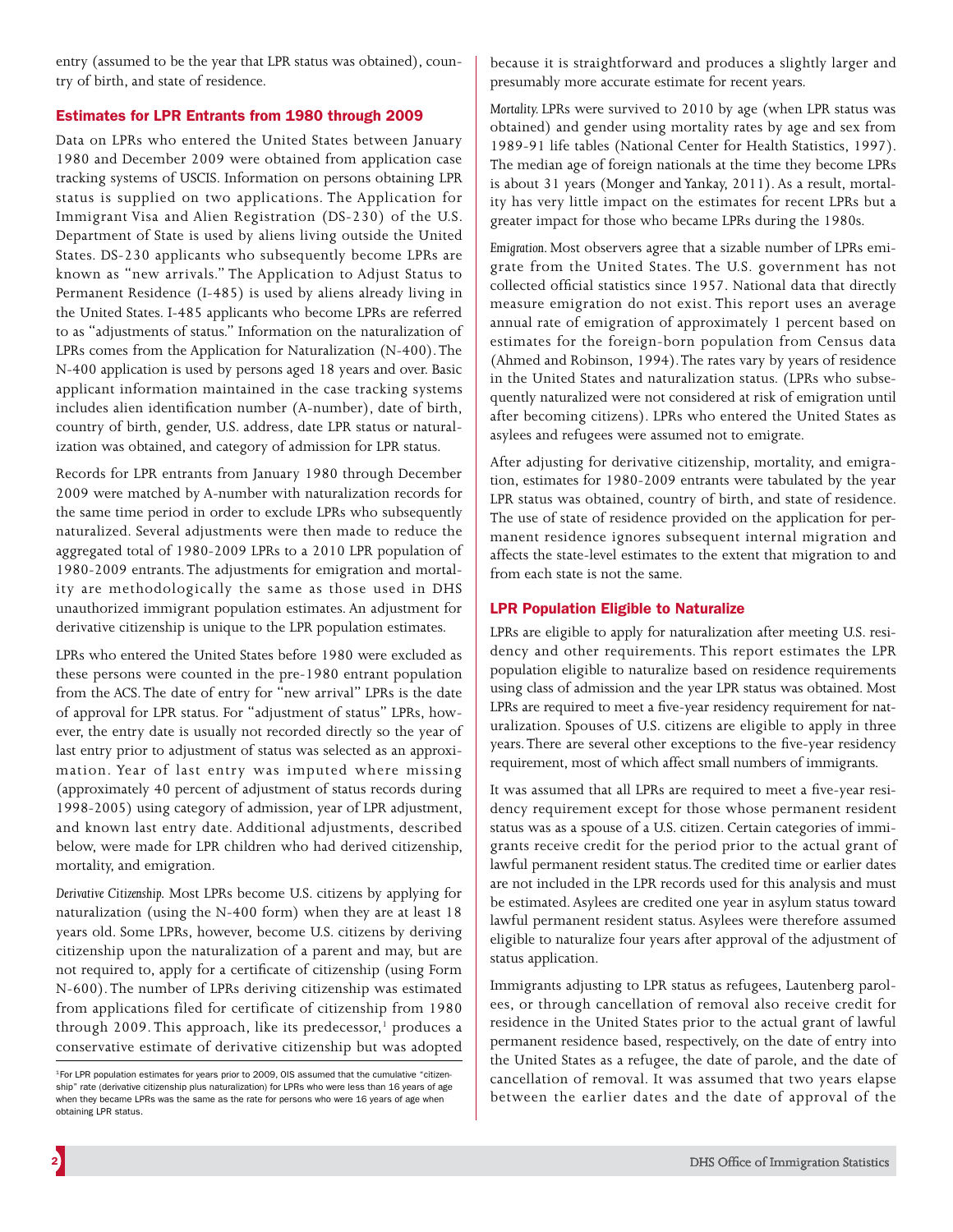entry (assumed to be the year that LPR status was obtained), country of birth, and state of residence.

## Estimates for LPR Entrants from 1980 through 2009

Data on LPRs who entered the United States between January 1980 and December 2009 were obtained from application case tracking systems of USCIS. Information on persons obtaining LPR status is supplied on two applications. The Application for Immigrant Visa and Alien Registration (DS-230) of the U.S. Department of State is used by aliens living outside the United States. DS-230 applicants who subsequently become LPRs are known as "new arrivals." The Application to Adjust Status to Permanent Residence (I-485) is used by aliens already living in the United States. I-485 applicants who become LPRs are referred to as "adjustments of status." Information on the naturalization of LPRs comes from the Application for Naturalization (N-400). The N-400 application is used by persons aged 18 years and over. Basic applicant information maintained in the case tracking systems includes alien identification number (A-number), date of birth, country of birth, gender, U.S. address, date LPR status or naturalization was obtained, and category of admission for LPR status.

Records for LPR entrants from January 1980 through December 2009 were matched by A-number with naturalization records for the same time period in order to exclude LPRs who subsequently naturalized. Several adjustments were then made to reduce the aggregated total of 1980-2009 LPRs to a 2010 LPR population of 1980-2009 entrants. The adjustments for emigration and mortality are methodologically the same as those used in DHS unauthorized immigrant population estimates. An adjustment for derivative citizenship is unique to the LPR population estimates.

LPRs who entered the United States before 1980 were excluded as these persons were counted in the pre-1980 entrant population from the ACS. The date of entry for "new arrival" LPRs is the date of approval for LPR status. For "adjustment of status" LPRs, however, the entry date is usually not recorded directly so the year of last entry prior to adjustment of status was selected as an approximation. Year of last entry was imputed where missing (approximately 40 percent of adjustment of status records during 1998-2005) using category of admission, year of LPR adjustment, and known last entry date. Additional adjustments, described below, were made for LPR children who had derived citizenship, mortality, and emigration.

*Derivative Citizenship.* Most LPRs become U.S. citizens by applying for naturalization (using the N-400 form) when they are at least 18 years old. Some LPRs, however, become U.S. citizens by deriving citizenship upon the naturalization of a parent and may, but are not required to, apply for a certificate of citizenship (using Form N-600). The number of LPRs deriving citizenship was estimated from applications filed for certificate of citizenship from 1980 through 2009. This approach, like its predecessor,[1] produces a conservative estimate of derivative citizenship but was adopted because it is straightforward and produces a slightly larger and presumably more accurate estimate for recent years.

*Mortality.* LPRs were survived to 2010 by age (when LPR status was obtained) and gender using mortality rates by age and sex from 1989-91 life tables (National Center for Health Statistics, 1997). The median age of foreign nationals at the time they become LPRs is about 31 years (Monger and Yankay, 2011). As a result, mortality has very little impact on the estimates for recent LPRs but a greater impact for those who became LPRs during the 1980s.

*Emigration.* Most observers agree that a sizable number of LPRs emigrate from the United States. The U.S. government has not collected official statistics since 1957. National data that directly measure emigration do not exist. This report uses an average annual rate of emigration of approximately 1 percent based on estimates for the foreign-born population from Census data (Ahmed and Robinson, 1994). The rates vary by years of residence in the United States and naturalization status. (LPRs who subsequently naturalized were not considered at risk of emigration until after becoming citizens). LPRs who entered the United States as asylees and refugees were assumed not to emigrate.

After adjusting for derivative citizenship, mortality, and emigration, estimates for 1980-2009 entrants were tabulated by the year LPR status was obtained, country of birth, and state of residence. The use of state of residence provided on the application for permanent residence ignores subsequent internal migration and affects the state-level estimates to the extent that migration to and from each state is not the same.

## LPR Population Eligible to Naturalize

LPRs are eligible to apply for naturalization after meeting U.S. residency and other requirements. This report estimates the LPR population eligible to naturalize based on residence requirements using class of admission and the year LPR status was obtained. Most LPRs are required to meet a five-year residency requirement for naturalization. Spouses of U.S. citizens are eligible to apply in three years. There are several other exceptions to the five-year residency requirement, most of which affect small numbers of immigrants.

It was assumed that all LPRs are required to meet a five-year residency requirement except for those whose permanent resident status was as a spouse of a U.S. citizen. Certain categories of immigrants receive credit for the period prior to the actual grant of lawful permanent resident status. The credited time or earlier dates are not included in the LPR records used for this analysis and must be estimated. Asylees are credited one year in asylum status toward lawful permanent resident status. Asylees were therefore assumed eligible to naturalize four years after approval of the adjustment of status application.

Immigrants adjusting to LPR status as refugees, Lautenberg parolees, or through cancellation of removal also receive credit for residence in the United States prior to the actual grant of lawful permanent residence based, respectively, on the date of entry into the United States as a refugee, the date of parole, and the date of cancellation of removal. It was assumed that two years elapse between the earlier dates and the date of approval of the

[1] For LPR population estimates for years prior to 2009, OIS assumed that the cumulative "citizenship" rate (derivative citizenship plus naturalization) for LPRs who were less than 16 years of age when they became LPRs was the same as the rate for persons who were 16 years of age when obtaining LPR status.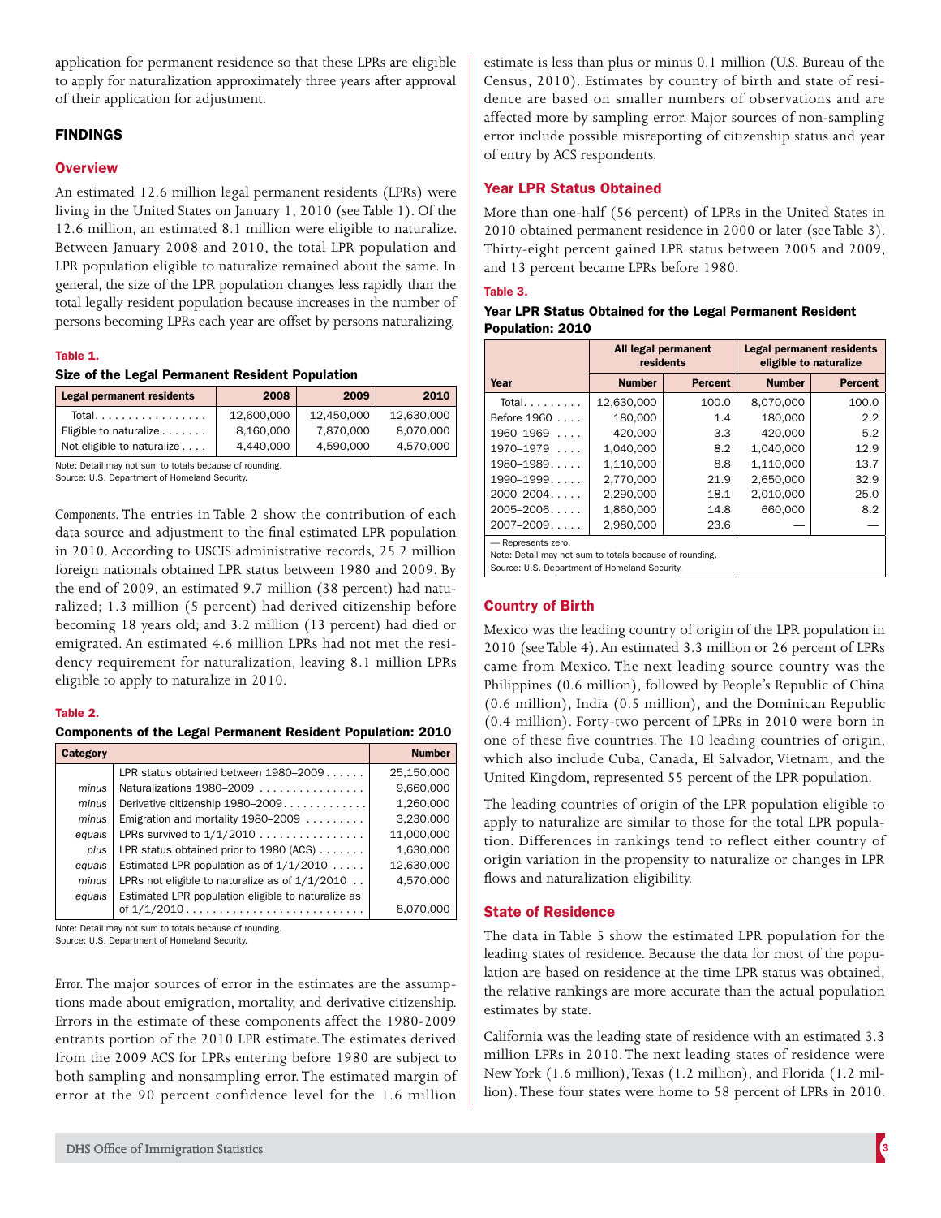application for permanent residence so that these LPRs are eligible to apply for naturalization approximately three years after approval of their application for adjustment.

## FINDINGS

### Overview

An estimated 12.6 million legal permanent residents (LPRs) were living in the United States on January 1, 2010 (see Table 1). Of the 12.6 million, an estimated 8.1 million were eligible to naturalize. Between January 2008 and 2010, the total LPR population and LPR population eligible to naturalize remained about the same. In general, the size of the LPR population changes less rapidly than the total legally resident population because increases in the number of persons becoming LPRs each year are offset by persons naturalizing.

**Table 1.**

**Size of the Legal Permanent Resident Population**

| Legal permanent residents | 2008 | 2009 | 2010 |
|---|---|---|---|
| Total | 12,600,000 | 12,450,000 | 12,630,000 |
| Eligible to naturalize | 8,160,000 | 7,870,000 | 8,070,000 |
| Not eligible to naturalize | 4,440,000 | 4,590,000 | 4,570,000 |

Note: Detail may not sum to totals because of rounding.
Source: U.S. Department of Homeland Security.

*Components.* The entries in Table 2 show the contribution of each data source and adjustment to the final estimated LPR population in 2010. According to USCIS administrative records, 25.2 million foreign nationals obtained LPR status between 1980 and 2009. By the end of 2009, an estimated 9.7 million (38 percent) had naturalized; 1.3 million (5 percent) had derived citizenship before becoming 18 years old; and 3.2 million (13 percent) had died or emigrated. An estimated 4.6 million LPRs had not met the residency requirement for naturalization, leaving 8.1 million LPRs eligible to apply to naturalize in 2010.

**Table 2.**

**Components of the Legal Permanent Resident Population: 2010**

| Category | | Number |
|---|---|---|
| | LPR status obtained between 1980–2009 | 25,150,000 |
| *minus* | Naturalizations 1980–2009 | 9,660,000 |
| *minus* | Derivative citizenship 1980–2009 | 1,260,000 |
| *minus* | Emigration and mortality 1980–2009 | 3,230,000 |
| *equals* | LPRs survived to 1/1/2010 | 11,000,000 |
| *plus* | LPR status obtained prior to 1980 (ACS) | 1,630,000 |
| *equals* | Estimated LPR population as of 1/1/2010 | 12,630,000 |
| *minus* | LPRs not eligible to naturalize as of 1/1/2010 | 4,570,000 |
| *equals* | Estimated LPR population eligible to naturalize as of 1/1/2010 | 8,070,000 |

Note: Detail may not sum to totals because of rounding.
Source: U.S. Department of Homeland Security.

*Error.* The major sources of error in the estimates are the assumptions made about emigration, mortality, and derivative citizenship. Errors in the estimate of these components affect the 1980-2009 entrants portion of the 2010 LPR estimate. The estimates derived from the 2009 ACS for LPRs entering before 1980 are subject to both sampling and nonsampling error. The estimated margin of error at the 90 percent confidence level for the 1.6 million estimate is less than plus or minus 0.1 million (U.S. Bureau of the Census, 2010). Estimates by country of birth and state of residence are based on smaller numbers of observations and are affected more by sampling error. Major sources of non-sampling error include possible misreporting of citizenship status and year of entry by ACS respondents.

### Year LPR Status Obtained

More than one-half (56 percent) of LPRs in the United States in 2010 obtained permanent residence in 2000 or later (see Table 3). Thirty-eight percent gained LPR status between 2005 and 2009, and 13 percent became LPRs before 1980.

**Table 3.**

**Year LPR Status Obtained for the Legal Permanent Resident Population: 2010**

| | All legal permanent residents | | Legal permanent residents eligible to naturalize | |
|---|---|---|---|---|
| Year | Number | Percent | Number | Percent |
| Total | 12,630,000 | 100.0 | 8,070,000 | 100.0 |
| Before 1960 | 180,000 | 1.4 | 180,000 | 2.2 |
| 1960–1969 | 420,000 | 3.3 | 420,000 | 5.2 |
| 1970–1979 | 1,040,000 | 8.2 | 1,040,000 | 12.9 |
| 1980–1989 | 1,110,000 | 8.8 | 1,110,000 | 13.7 |
| 1990–1999 | 2,770,000 | 21.9 | 2,650,000 | 32.9 |
| 2000–2004 | 2,290,000 | 18.1 | 2,010,000 | 25.0 |
| 2005–2006 | 1,860,000 | 14.8 | 660,000 | 8.2 |
| 2007–2009 | 2,980,000 | 23.6 | — | — |

— Represents zero.
Note: Detail may not sum to totals because of rounding.
Source: U.S. Department of Homeland Security.

### Country of Birth

Mexico was the leading country of origin of the LPR population in 2010 (see Table 4). An estimated 3.3 million or 26 percent of LPRs came from Mexico. The next leading source country was the Philippines (0.6 million), followed by People's Republic of China (0.6 million), India (0.5 million), and the Dominican Republic (0.4 million). Forty-two percent of LPRs in 2010 were born in one of these five countries. The 10 leading countries of origin, which also include Cuba, Canada, El Salvador, Vietnam, and the United Kingdom, represented 55 percent of the LPR population.

The leading countries of origin of the LPR population eligible to apply to naturalize are similar to those for the total LPR population. Differences in rankings tend to reflect either country of origin variation in the propensity to naturalize or changes in LPR flows and naturalization eligibility.

### State of Residence

The data in Table 5 show the estimated LPR population for the leading states of residence. Because the data for most of the population are based on residence at the time LPR status was obtained, the relative rankings are more accurate than the actual population estimates by state.

California was the leading state of residence with an estimated 3.3 million LPRs in 2010. The next leading states of residence were New York (1.6 million), Texas (1.2 million), and Florida (1.2 million). These four states were home to 58 percent of LPRs in 2010.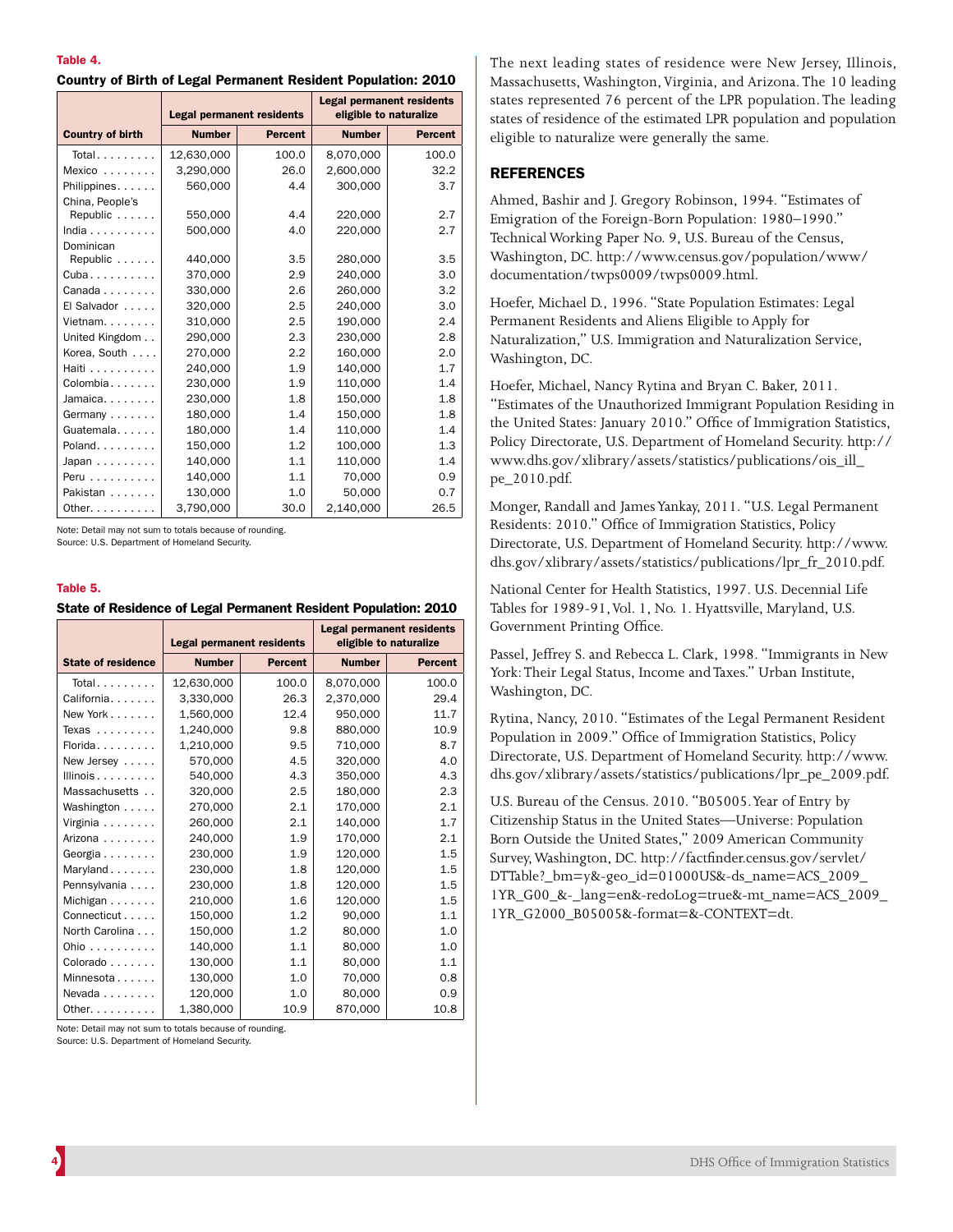**Table 4.**

**Country of Birth of Legal Permanent Resident Population: 2010**

| Country of birth | Legal permanent residents | | Legal permanent residents eligible to naturalize | |
|---|---|---|---|---|
| | Number | Percent | Number | Percent |
| Total | 12,630,000 | 100.0 | 8,070,000 | 100.0 |
| Mexico | 3,290,000 | 26.0 | 2,600,000 | 32.2 |
| Philippines | 560,000 | 4.4 | 300,000 | 3.7 |
| China, People's Republic | 550,000 | 4.4 | 220,000 | 2.7 |
| India | 500,000 | 4.0 | 220,000 | 2.7 |
| Dominican Republic | 440,000 | 3.5 | 280,000 | 3.5 |
| Cuba | 370,000 | 2.9 | 240,000 | 3.0 |
| Canada | 330,000 | 2.6 | 260,000 | 3.2 |
| El Salvador | 320,000 | 2.5 | 240,000 | 3.0 |
| Vietnam | 310,000 | 2.5 | 190,000 | 2.4 |
| United Kingdom | 290,000 | 2.3 | 230,000 | 2.8 |
| Korea, South | 270,000 | 2.2 | 160,000 | 2.0 |
| Haiti | 240,000 | 1.9 | 140,000 | 1.7 |
| Colombia | 230,000 | 1.9 | 110,000 | 1.4 |
| Jamaica | 230,000 | 1.8 | 150,000 | 1.8 |
| Germany | 180,000 | 1.4 | 150,000 | 1.8 |
| Guatemala | 180,000 | 1.4 | 110,000 | 1.4 |
| Poland | 150,000 | 1.2 | 100,000 | 1.3 |
| Japan | 140,000 | 1.1 | 110,000 | 1.4 |
| Peru | 140,000 | 1.1 | 70,000 | 0.9 |
| Pakistan | 130,000 | 1.0 | 50,000 | 0.7 |
| Other | 3,790,000 | 30.0 | 2,140,000 | 26.5 |

Note: Detail may not sum to totals because of rounding.
Source: U.S. Department of Homeland Security.

**Table 5.**

**State of Residence of Legal Permanent Resident Population: 2010**

| State of residence | Legal permanent residents | | Legal permanent residents eligible to naturalize | |
|---|---|---|---|---|
| | Number | Percent | Number | Percent |
| Total | 12,630,000 | 100.0 | 8,070,000 | 100.0 |
| California | 3,330,000 | 26.3 | 2,370,000 | 29.4 |
| New York | 1,560,000 | 12.4 | 950,000 | 11.7 |
| Texas | 1,240,000 | 9.8 | 880,000 | 10.9 |
| Florida | 1,210,000 | 9.5 | 710,000 | 8.7 |
| New Jersey | 570,000 | 4.5 | 320,000 | 4.0 |
| Illinois | 540,000 | 4.3 | 350,000 | 4.3 |
| Massachusetts | 320,000 | 2.5 | 180,000 | 2.3 |
| Washington | 270,000 | 2.1 | 170,000 | 2.1 |
| Virginia | 260,000 | 2.1 | 140,000 | 1.7 |
| Arizona | 240,000 | 1.9 | 170,000 | 2.1 |
| Georgia | 230,000 | 1.9 | 120,000 | 1.5 |
| Maryland | 230,000 | 1.8 | 120,000 | 1.5 |
| Pennsylvania | 230,000 | 1.8 | 120,000 | 1.5 |
| Michigan | 210,000 | 1.6 | 120,000 | 1.5 |
| Connecticut | 150,000 | 1.2 | 90,000 | 1.1 |
| North Carolina | 150,000 | 1.2 | 80,000 | 1.0 |
| Ohio | 140,000 | 1.1 | 80,000 | 1.0 |
| Colorado | 130,000 | 1.1 | 80,000 | 1.1 |
| Minnesota | 130,000 | 1.0 | 70,000 | 0.8 |
| Nevada | 120,000 | 1.0 | 80,000 | 0.9 |
| Other | 1,380,000 | 10.9 | 870,000 | 10.8 |

Note: Detail may not sum to totals because of rounding.
Source: U.S. Department of Homeland Security.

The next leading states of residence were New Jersey, Illinois, Massachusetts, Washington, Virginia, and Arizona. The 10 leading states represented 76 percent of the LPR population. The leading states of residence of the estimated LPR population and population eligible to naturalize were generally the same.

## REFERENCES

Ahmed, Bashir and J. Gregory Robinson, 1994. "Estimates of Emigration of the Foreign-Born Population: 1980–1990." Technical Working Paper No. 9, U.S. Bureau of the Census, Washington, DC. http://www.census.gov/population/www/documentation/twps0009/twps0009.html.

Hoefer, Michael D., 1996. "State Population Estimates: Legal Permanent Residents and Aliens Eligible to Apply for Naturalization," U.S. Immigration and Naturalization Service, Washington, DC.

Hoefer, Michael, Nancy Rytina and Bryan C. Baker, 2011. "Estimates of the Unauthorized Immigrant Population Residing in the United States: January 2010." Office of Immigration Statistics, Policy Directorate, U.S. Department of Homeland Security. http://www.dhs.gov/xlibrary/assets/statistics/publications/ois_ill_pe_2010.pdf.

Monger, Randall and James Yankay, 2011. "U.S. Legal Permanent Residents: 2010." Office of Immigration Statistics, Policy Directorate, U.S. Department of Homeland Security. http://www.dhs.gov/xlibrary/assets/statistics/publications/lpr_fr_2010.pdf.

National Center for Health Statistics, 1997. U.S. Decennial Life Tables for 1989-91, Vol. 1, No. 1. Hyattsville, Maryland, U.S. Government Printing Office.

Passel, Jeffrey S. and Rebecca L. Clark, 1998. "Immigrants in New York: Their Legal Status, Income and Taxes." Urban Institute, Washington, DC.

Rytina, Nancy, 2010. "Estimates of the Legal Permanent Resident Population in 2009." Office of Immigration Statistics, Policy Directorate, U.S. Department of Homeland Security. http://www.dhs.gov/xlibrary/assets/statistics/publications/lpr_pe_2009.pdf.

U.S. Bureau of the Census. 2010. "B05005. Year of Entry by Citizenship Status in the United States—Universe: Population Born Outside the United States," 2009 American Community Survey, Washington, DC. http://factfinder.census.gov/servlet/DTTable?_bm=y&-geo_id=01000US&-ds_name=ACS_2009_1YR_G00_&-_lang=en&-redoLog=true&-mt_name=ACS_2009_1YR_G2000_B05005&-format=&-CONTEXT=dt.